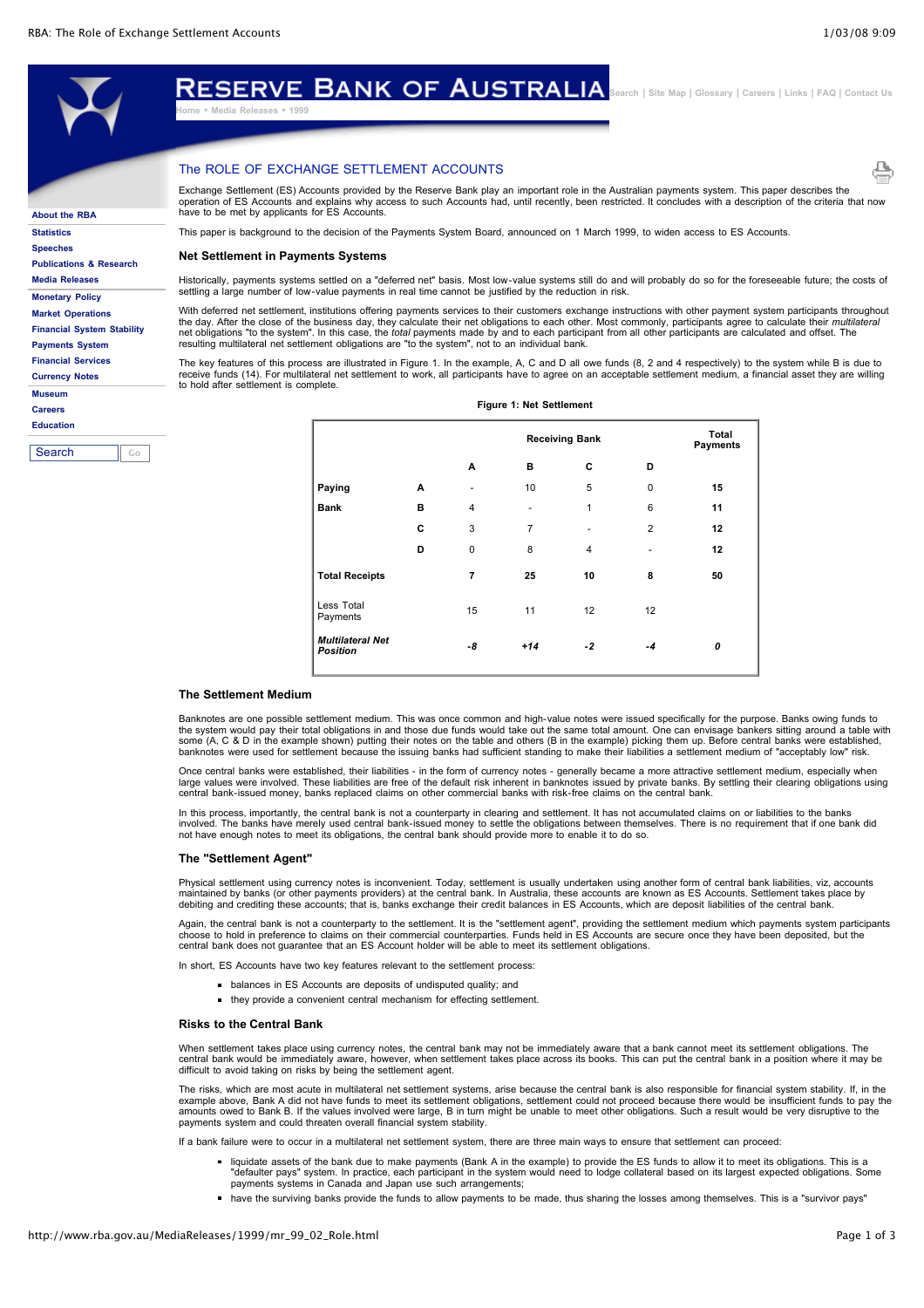# The ROLE OF EXCHANGE SETTLEMENT ACCOUNTS

Exchange Settlement (ES) Accounts provided by the Reserve Bank play an important role in the Australian payments system. This paper describes the operation of ES Accounts and explains why access to such Accounts had, until recently, been restricted. It concludes with a description of the criteria that now have to be met by applicants for ES Accounts.

This paper is background to the decision of the Payments System Board, announced on 1 March 1999, to widen access to ES Accounts.

## Net Settlement in Payments Systems

Historically, payments systems settled on a "deferred net" basis. Most low-value systems still do and will probably do so for the foreseeable future; the costs of settling a large number of low-value payments in real time cannot be justified by the reduction in risk.

With deferred net settlement, institutions offering payments services to their customers exchange instructions with other payment system participants throughout the day. After the close of the business day, they calculate their net obligations to each other. Most commonly, participants agree to calculate their *multilateral* net obligations "to the system". In this case, the *total* payments made by and to each participant from all other participants are calculated and offset. The resulting multilateral net settlement obligations are "to the system", not to an individual bank.

The key features of this process are illustrated in Figure 1. In the example, A, C and D all owe funds (8, 2 and 4 respectively) to the system while B is due to receive funds (14). For multilateral net settlement to work, all participants have to agree on an acceptable settlement medium, a financial asset they are willing to hold after settlement is complete.

**Figure 1: Net Settlement**

| | | Receiving Bank | | | | Total Payments |
|---|---|---|---|---|---|---|
| | | **A** | **B** | **C** | **D** | |
| **Paying** | **A** | - | 10 | 5 | 0 | **15** |
| **Bank** | **B** | 4 | - | 1 | 6 | **11** |
| | **C** | 3 | 7 | - | 2 | **12** |
| | **D** | 0 | 8 | 4 | - | **12** |
| **Total Receipts** | | **7** | **25** | **10** | **8** | **50** |
| Less Total Payments | | 15 | 11 | 12 | 12 | |
| ***Multilateral Net Position*** | | ***-8*** | ***+14*** | ***-2*** | ***-4*** | ***0*** |

## The Settlement Medium

Banknotes are one possible settlement medium. This was once common and high-value notes were issued specifically for the purpose. Banks owing funds to the system would pay their total obligations in and those due funds would take out the same total amount. One can envisage bankers sitting around a table with some (A, C & D in the example shown) putting their notes on the table and others (B in the example) picking them up. Before central banks were established, banknotes were used for settlement because the issuing banks had sufficient standing to make their liabilities a settlement medium of "acceptably low" risk.

Once central banks were established, their liabilities - in the form of currency notes - generally became a more attractive settlement medium, especially when large values were involved. These liabilities are free of the default risk inherent in banknotes issued by private banks. By settling their clearing obligations using central bank-issued money, banks replaced claims on other commercial banks with risk-free claims on the central bank.

In this process, importantly, the central bank is not a counterparty in clearing and settlement. It has not accumulated claims on or liabilities to the banks involved. The banks have merely used central bank-issued money to settle the obligations between themselves. There is no requirement that if one bank did not have enough notes to meet its obligations, the central bank should provide more to enable it to do so.

## The "Settlement Agent"

Physical settlement using currency notes is inconvenient. Today, settlement is usually undertaken using another form of central bank liabilities, viz, accounts maintained by banks (or other payments providers) at the central bank. In Australia, these accounts are known as ES Accounts. Settlement takes place by debiting and crediting these accounts; that is, banks exchange their credit balances in ES Accounts, which are deposit liabilities of the central bank.

Again, the central bank is not a counterparty to the settlement. It is the "settlement agent", providing the settlement medium which payments system participants choose to hold in preference to claims on their commercial counterparties. Funds held in ES Accounts are secure once they have been deposited, but the central bank does not guarantee that an ES Account holder will be able to meet its settlement obligations.

In short, ES Accounts have two key features relevant to the settlement process:

- balances in ES Accounts are deposits of undisputed quality; and
- they provide a convenient central mechanism for effecting settlement.

## Risks to the Central Bank

When settlement takes place using currency notes, the central bank may not be immediately aware that a bank cannot meet its settlement obligations. The central bank would be immediately aware, however, when settlement takes place across its books. This can put the central bank in a position where it may be difficult to avoid taking on risks by being the settlement agent.

The risks, which are most acute in multilateral net settlement systems, arise because the central bank is also responsible for financial system stability. If, in the example above, Bank A did not have funds to meet its settlement obligations, settlement could not proceed because there would be insufficient funds to pay the amounts owed to Bank B. If the values involved were large, B in turn might be unable to meet other obligations. Such a result would be very disruptive to the payments system and could threaten overall financial system stability.

If a bank failure were to occur in a multilateral net settlement system, there are three main ways to ensure that settlement can proceed:

- liquidate assets of the bank due to make payments (Bank A in the example) to provide the ES funds to allow it to meet its obligations. This is a "defaulter pays" system. In practice, each participant in the system would need to lodge collateral based on its largest expected obligations. Some payments systems in Canada and Japan use such arrangements;
- have the surviving banks provide the funds to allow payments to be made, thus sharing the losses among themselves. This is a "survivor pays"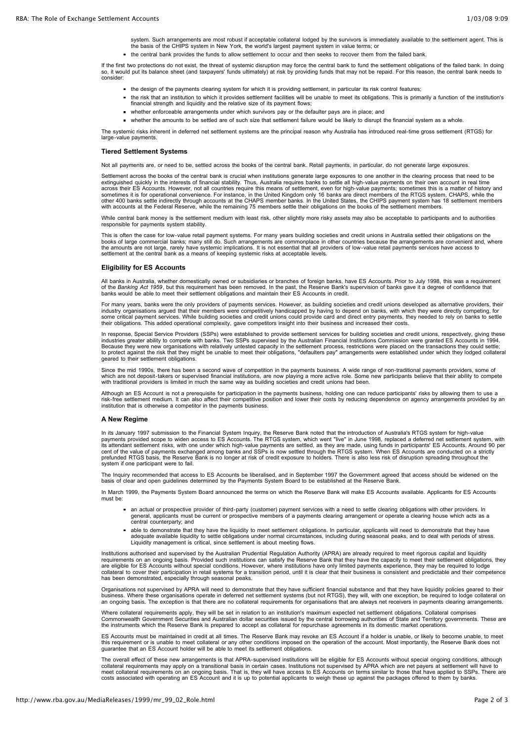system. Such arrangements are most robust if acceptable collateral lodged by the survivors is immediately available to the settlement agent. This is the basis of the CHIPS system in New York, the world's largest payment system in value terms; or

- the central bank provides the funds to allow settlement to occur and then seeks to recover them from the failed bank.

If the first two protections do not exist, the threat of systemic disruption may force the central bank to fund the settlement obligations of the failed bank. In doing so, it would put its balance sheet (and taxpayers' funds ultimately) at risk by providing funds that may not be repaid. For this reason, the central bank needs to consider:

- the design of the payments clearing system for which it is providing settlement, in particular its risk control features;
- the risk that an institution to which it provides settlement facilities will be unable to meet its obligations. This is primarily a function of the institution's financial strength and liquidity and the relative size of its payment flows;
- whether enforceable arrangements under which survivors pay or the defaulter pays are in place; and
- whether the amounts to be settled are of such size that settlement failure would be likely to disrupt the financial system as a whole.

The systemic risks inherent in deferred net settlement systems are the principal reason why Australia has introduced real-time gross settlement (RTGS) for large-value payments.

### Tiered Settlement Systems

Not all payments are, or need to be, settled across the books of the central bank. Retail payments, in particular, do not generate large exposures.

Settlement across the books of the central bank is crucial when institutions generate large exposures to one another in the clearing process that need to be extinguished quickly in the interests of financial stability. Thus, Australia requires banks to settle all high-value payments on their own account in real time across their ES Accounts. However, not all countries require this means of settlement, even for high-value payments; sometimes this is a matter of history and sometimes it is for operational convenience. For instance, in the United Kingdom only 16 banks are direct members of the RTGS system, CHAPS, while the other 400 banks settle indirectly through accounts at the CHAPS member banks. In the United States, the CHIPS payment system has 18 settlement members with accounts at the Federal Reserve, while the remaining 75 members settle their obligations on the books of the settlement members.

While central bank money is the settlement medium with least risk, other slightly more risky assets may also be acceptable to participants and to authorities responsible for payments system stability.

This is often the case for low-value retail payment systems. For many years building societies and credit unions in Australia settled their obligations on the books of large commercial banks; many still do. Such arrangements are commonplace in other countries because the arrangements are convenient and, where the amounts are not large, rarely have systemic implications. It is not essential that all providers of low-value retail payments services have access to settlement at the central bank as a means of keeping systemic risks at acceptable levels.

### Eligibility for ES Accounts

All banks in Australia, whether domestically owned or subsidiaries or branches of foreign banks, have ES Accounts. Prior to July 1998, this was a requirement of the *Banking Act 1959*, but this requirement has been removed. In the past, the Reserve Bank's supervision of banks gave it a degree of confidence that banks would be able to meet their settlement obligations and maintain their ES Accounts in credit.

For many years, banks were the only providers of payments services. However, as building societies and credit unions developed as alternative providers, their industry organisations argued that their members were competitively handicapped by having to depend on banks, with which they were directly competing, for some critical payment services. While building societies and credit unions could provide card and direct entry payments, they needed to rely on banks to settle their obligations. This added operational complexity, gave competitors insight into their business and increased their costs.

In response, Special Service Providers (SSPs) were established to provide settlement services for building societies and credit unions, respectively, giving these industries greater ability to compete with banks. Two SSPs supervised by the Australian Financial Institutions Commission were granted ES Accounts in 1994. Because they were new organisations with relatively untested capacity in the settlement process, restrictions were placed on the transactions they could settle; to protect against the risk that they might be unable to meet their obligations, "defaulters pay" arrangements were established under which they lodged collateral geared to their settlement obligations.

Since the mid 1990s, there has been a second wave of competition in the payments business. A wide range of non-traditional payments providers, some of which are not deposit-takers or supervised financial institutions, are now playing a more active role. Some new participants believe that their ability to compete with traditional providers is limited in much the same way as building societies and credit unions had been.

Although an ES Account is not a prerequisite for participation in the payments business, holding one can reduce participants' risks by allowing them to use a risk-free settlement medium. It can also affect their competitive position and lower their costs by reducing dependence on agency arrangements provided by an institution that is otherwise a competitor in the payments business.

### A New Regime

In its January 1997 submission to the Financial System Inquiry, the Reserve Bank noted that the introduction of Australia's RTGS system for high-value payments provided scope to widen access to ES Accounts. The RTGS system, which went "live" in June 1998, replaced a deferred net settlement system, with its attendant settlement risks, with one under which high-value payments are settled, as they are made, using funds in participants' ES Accounts. Around 90 per cent of the value of payments exchanged among banks and SSPs is now settled through the RTGS system. When ES Accounts are conducted on a strictly prefunded RTGS basis, the Reserve Bank is no longer at risk of credit exposure to holders. There is also less risk of disruption spreading throughout the system if one participant were to fail.

The Inquiry recommended that access to ES Accounts be liberalised, and in September 1997 the Government agreed that access should be widened on the basis of clear and open guidelines determined by the Payments System Board to be established at the Reserve Bank.

In March 1999, the Payments System Board announced the terms on which the Reserve Bank will make ES Accounts available. Applicants for ES Accounts must be:

- an actual or prospective provider of third-party (customer) payment services with a need to settle clearing obligations with other providers. In general, applicants must be current or prospective members of a payments clearing arrangement or operate a clearing house which acts as a central counterparty; and
- able to demonstrate that they have the liquidity to meet settlement obligations. In particular, applicants will need to demonstrate that they have adequate available liquidity to settle obligations under normal circumstances, including during seasonal peaks, and to deal with periods of stress. Liquidity management is critical, since settlement is about meeting flows.

Institutions authorised and supervised by the Australian Prudential Regulation Authority (APRA) are already required to meet rigorous capital and liquidity requirements on an ongoing basis. Provided such institutions can satisfy the Reserve Bank that they have the capacity to meet their settlement obligations, they are eligible for ES Accounts without special conditions. However, where institutions have only limited payments experience, they may be required to lodge collateral to cover their participation in retail systems for a transition period, until it is clear that their business is consistent and predictable and their competence has been demonstrated, especially through seasonal peaks.

Organisations not supervised by APRA will need to demonstrate that they have sufficient financial substance and that they have liquidity policies geared to their business. Where these organisations operate in deferred net settlement systems (but not RTGS), they will, with one exception, be required to lodge collateral on an ongoing basis. The exception is that there are no collateral requirements for organisations that are always net receivers in payments clearing arrangements.

Where collateral requirements apply, they will be set in relation to an institution's maximum expected net settlement obligations. Collateral comprises Commonwealth Government Securities and Australian dollar securities issued by the central borrowing authorities of State and Territory governments. These are the instruments which the Reserve Bank is prepared to accept as collateral for repurchase agreements in its domestic market operations.

ES Accounts must be maintained in credit at all times. The Reserve Bank may revoke an ES Account if a holder is unable, or likely to become unable, to meet this requirement or is unable to meet collateral or any other conditions imposed on the operation of the account. Most importantly, the Reserve Bank does not guarantee that an ES Account holder will be able to meet its settlement obligations.

The overall effect of these new arrangements is that APRA-supervised institutions will be eligible for ES Accounts without special ongoing conditions, although collateral requirements may apply on a transitional basis in certain cases. Institutions not supervised by APRA which are net payers at settlement will have to meet collateral requirements on an ongoing basis. That is, they will have access to ES Accounts on terms similar to those that have applied to SSPs. There are costs associated with operating an ES Account and it is up to potential applicants to weigh these up against the packages offered to them by banks.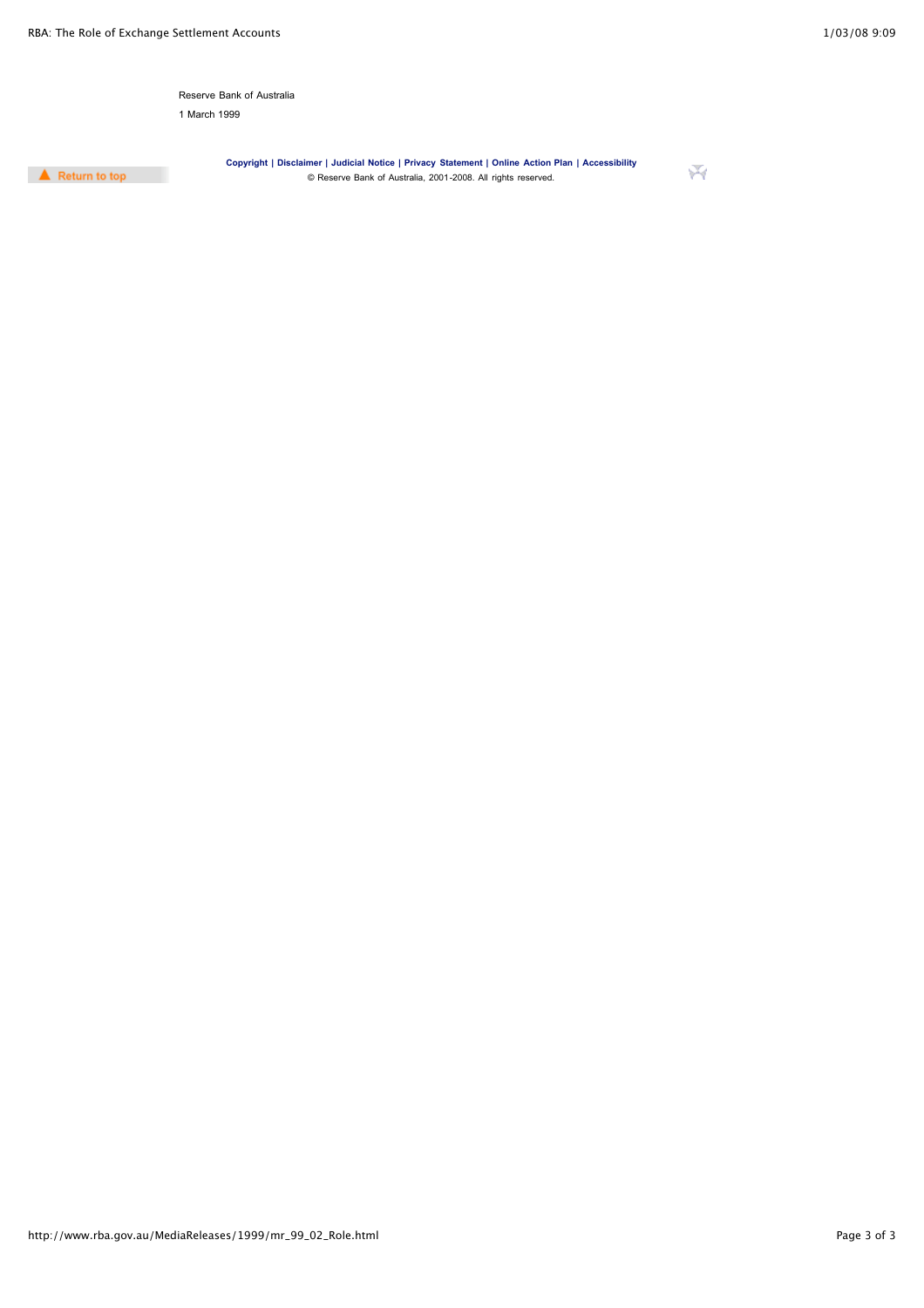Reserve Bank of Australia

1 March 1999

Return to top

Copyright | Disclaimer | Judicial Notice | Privacy Statement | Online Action Plan | Accessibility

© Reserve Bank of Australia, 2001-2008. All rights reserved.